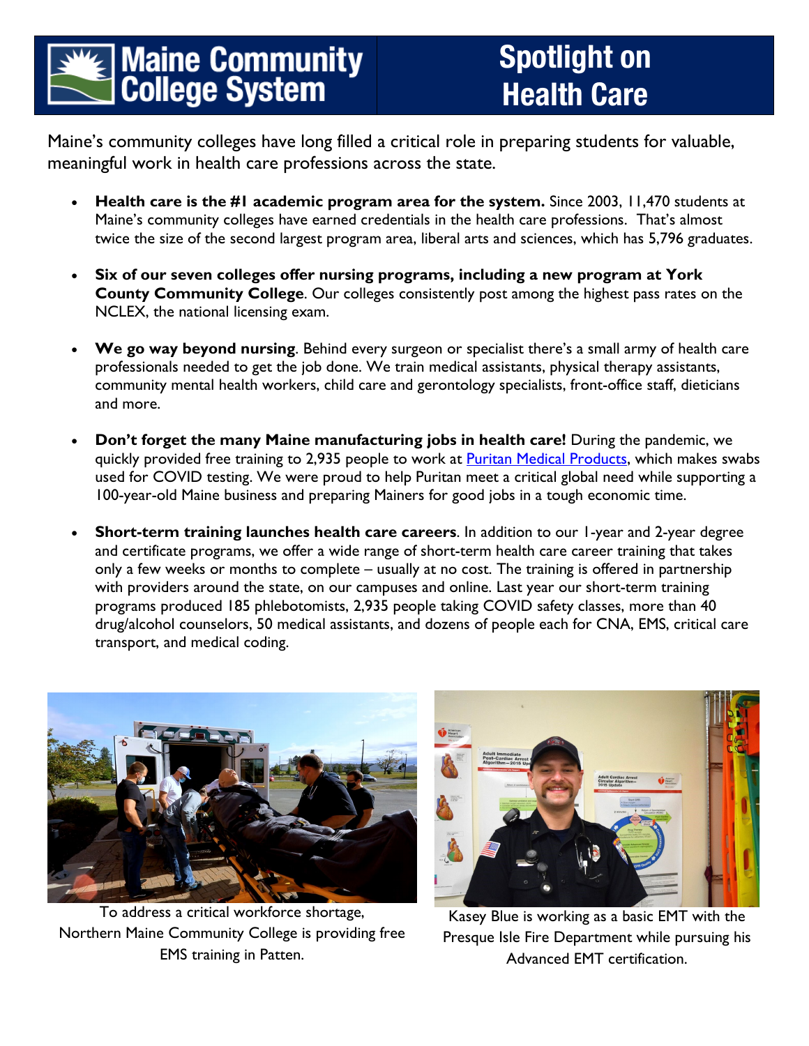# Maine Community College System

# Spotlight on Health Care

Maine's community colleges have long filled a critical role in preparing students for valuable, meaningful work in health care professions across the state.

- **Health care is the #1 academic program area for the system.** Since 2003, 11,470 students at Maine's community colleges have earned credentials in the health care professions. That's almost twice the size of the second largest program area, liberal arts and sciences, which has 5,796 graduates.

- **Six of our seven colleges offer nursing programs, including a new program at York County Community College**. Our colleges consistently post among the highest pass rates on the NCLEX, the national licensing exam.

- **We go way beyond nursing**. Behind every surgeon or specialist there's a small army of health care professionals needed to get the job done. We train medical assistants, physical therapy assistants, community mental health workers, child care and gerontology specialists, front-office staff, dieticians and more.

- **Don't forget the many Maine manufacturing jobs in health care!** During the pandemic, we quickly provided free training to 2,935 people to work at Puritan Medical Products, which makes swabs used for COVID testing. We were proud to help Puritan meet a critical global need while supporting a 100-year-old Maine business and preparing Mainers for good jobs in a tough economic time.

- **Short-term training launches health care careers**. In addition to our 1-year and 2-year degree and certificate programs, we offer a wide range of short-term health care career training that takes only a few weeks or months to complete – usually at no cost. The training is offered in partnership with providers around the state, on our campuses and online. Last year our short-term training programs produced 185 phlebotomists, 2,935 people taking COVID safety classes, more than 40 drug/alcohol counselors, 50 medical assistants, and dozens of people each for CNA, EMS, critical care transport, and medical coding.

To address a critical workforce shortage, Northern Maine Community College is providing free EMS training in Patten.

Kasey Blue is working as a basic EMT with the Presque Isle Fire Department while pursuing his Advanced EMT certification.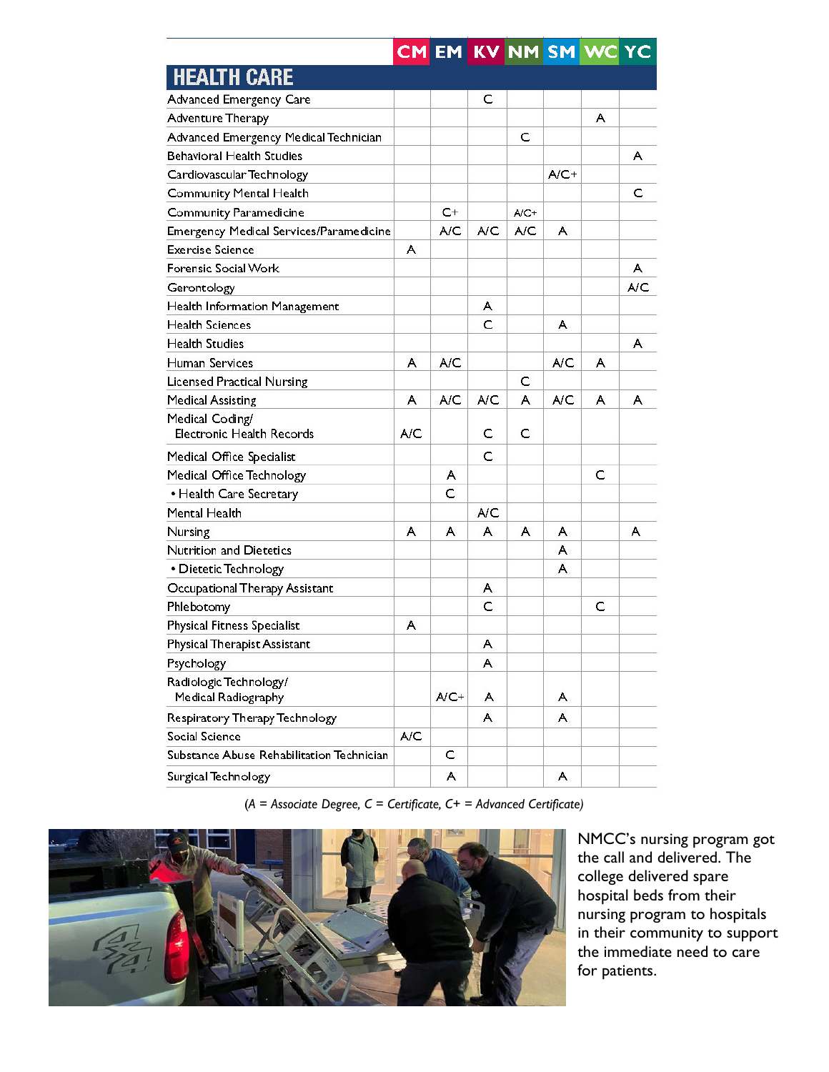## HEALTH CARE

| | CM | EM | KV | NM | SM | WC | YC |
|---|---|---|---|---|---|---|---|
| Advanced Emergency Care | | | C | | | | |
| Adventure Therapy | | | | | | A | |
| Advanced Emergency Medical Technician | | | | C | | | |
| Behavioral Health Studies | | | | | | | A |
| Cardiovascular Technology | | | | | A/C+ | | |
| Community Mental Health | | | | | | | C |
| Community Paramedicine | | C+ | | A/C+ | | | |
| Emergency Medical Services/Paramedicine | | A/C | A/C | A/C | A | | |
| Exercise Science | A | | | | | | |
| Forensic Social Work | | | | | | | A |
| Gerontology | | | | | | | A/C |
| Health Information Management | | | A | | | | |
| Health Sciences | | | C | | A | | |
| Health Studies | | | | | | | A |
| Human Services | A | A/C | | | A/C | A | |
| Licensed Practical Nursing | | | | C | | | |
| Medical Assisting | A | A/C | A/C | A | A/C | A | A |
| Medical Coding/ Electronic Health Records | A/C | | C | C | | | |
| Medical Office Specialist | | | C | | | | |
| Medical Office Technology | | A | | | | C | |
| • Health Care Secretary | | C | | | | | |
| Mental Health | | | A/C | | | | |
| Nursing | A | A | A | A | A | | A |
| Nutrition and Dietetics | | | | | A | | |
| • Dietetic Technology | | | | | A | | |
| Occupational Therapy Assistant | | | A | | | | |
| Phlebotomy | | | C | | | C | |
| Physical Fitness Specialist | A | | | | | | |
| Physical Therapist Assistant | | | A | | | | |
| Psychology | | | A | | | | |
| Radiologic Technology/ Medical Radiography | | A/C+ | A | | A | | |
| Respiratory Therapy Technology | | | A | | A | | |
| Social Science | A/C | | | | | | |
| Substance Abuse Rehabilitation Technician | | C | | | | | |
| Surgical Technology | | A | | | A | | |

*(A = Associate Degree, C = Certificate, C+ = Advanced Certificate)*

NMCC's nursing program got the call and delivered. The college delivered spare hospital beds from their nursing program to hospitals in their community to support the immediate need to care for patients.